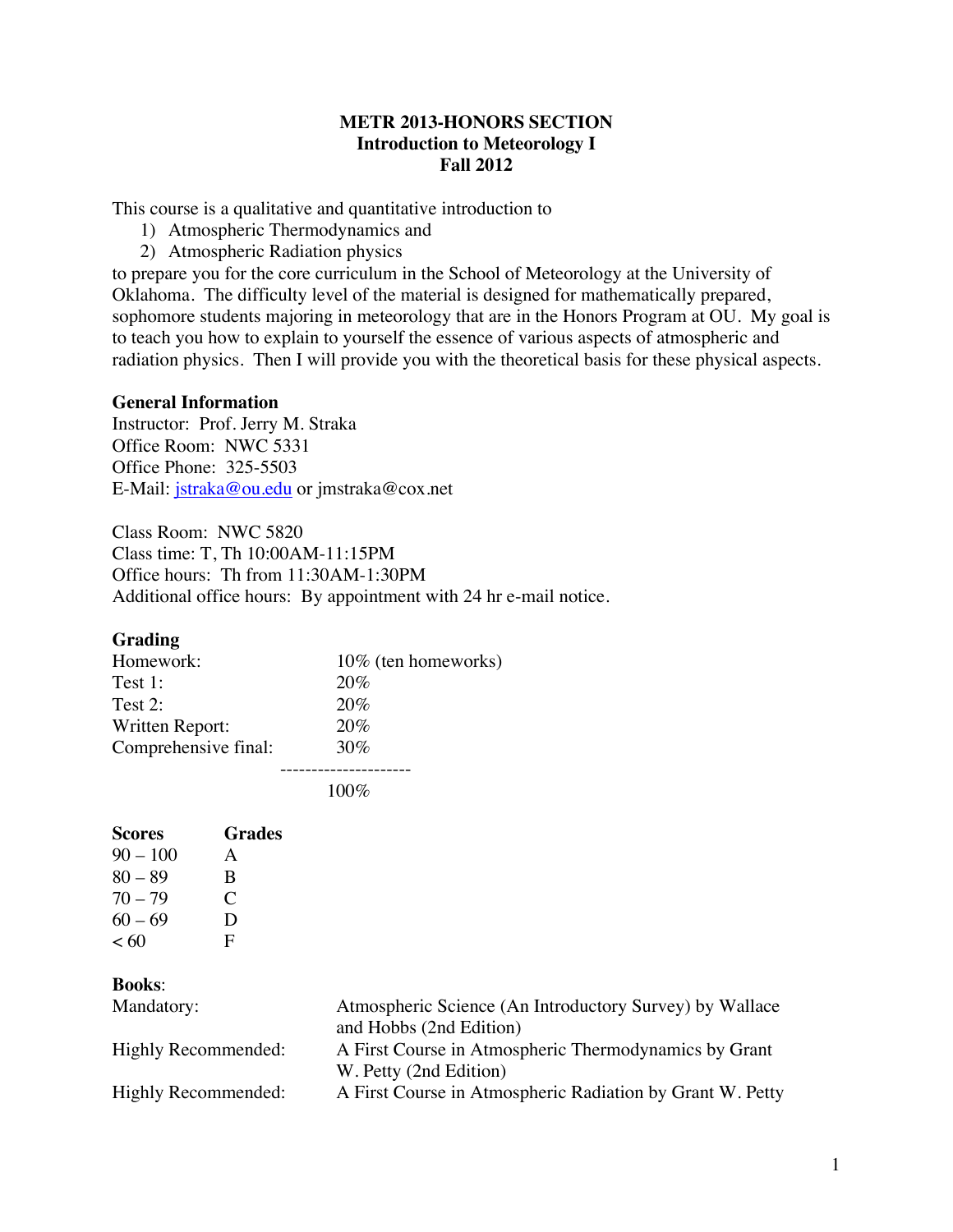# METR 2013-HONORS SECTION
## Introduction to Meteorology I
### Fall 2012

This course is a qualitative and quantitative introduction to

1) Atmospheric Thermodynamics and
2) Atmospheric Radiation physics

to prepare you for the core curriculum in the School of Meteorology at the University of Oklahoma. The difficulty level of the material is designed for mathematically prepared, sophomore students majoring in meteorology that are in the Honors Program at OU. My goal is to teach you how to explain to yourself the essence of various aspects of atmospheric and radiation physics. Then I will provide you with the theoretical basis for these physical aspects.

**General Information**

Instructor: Prof. Jerry M. Straka
Office Room: NWC 5331
Office Phone: 325-5503
E-Mail: jstraka@ou.edu or jmstraka@cox.net

Class Room: NWC 5820
Class time: T, Th 10:00AM-11:15PM
Office hours: Th from 11:30AM-1:30PM
Additional office hours: By appointment with 24 hr e-mail notice.

**Grading**

| | |
|---|---|
| Homework: | 10% (ten homeworks) |
| Test 1: | 20% |
| Test 2: | 20% |
| Written Report: | 20% |
| Comprehensive final: | 30% |
| | 100% |

| Scores | Grades |
|---|---|
| 90 – 100 | A |
| 80 – 89 | B |
| 70 – 79 | C |
| 60 – 69 | D |
| < 60 | F |

**Books**:

| | |
|---|---|
| Mandatory: | Atmospheric Science (An Introductory Survey) by Wallace and Hobbs (2nd Edition) |
| Highly Recommended: | A First Course in Atmospheric Thermodynamics by Grant W. Petty (2nd Edition) |
| Highly Recommended: | A First Course in Atmospheric Radiation by Grant W. Petty |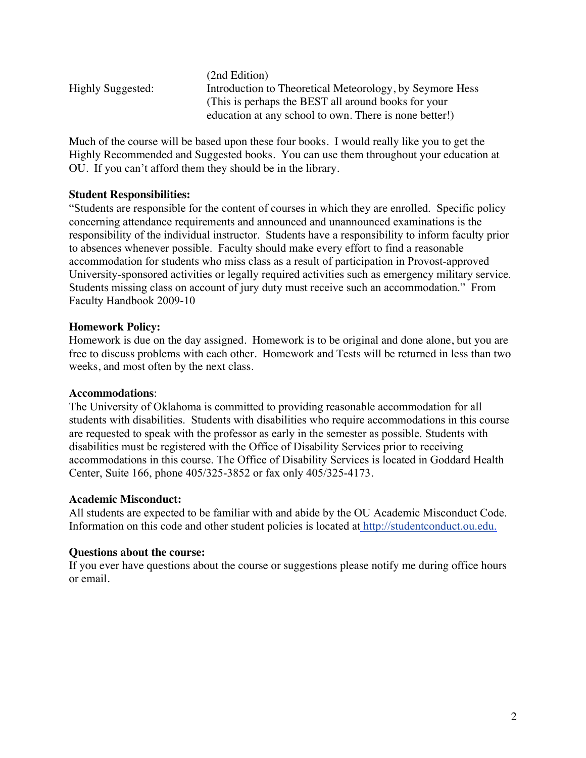(2nd Edition)

Highly Suggested: Introduction to Theoretical Meteorology, by Seymore Hess (This is perhaps the BEST all around books for your education at any school to own. There is none better!)

Much of the course will be based upon these four books. I would really like you to get the Highly Recommended and Suggested books. You can use them throughout your education at OU. If you can't afford them they should be in the library.

**Student Responsibilities:**

"Students are responsible for the content of courses in which they are enrolled. Specific policy concerning attendance requirements and announced and unannounced examinations is the responsibility of the individual instructor. Students have a responsibility to inform faculty prior to absences whenever possible. Faculty should make every effort to find a reasonable accommodation for students who miss class as a result of participation in Provost-approved University-sponsored activities or legally required activities such as emergency military service. Students missing class on account of jury duty must receive such an accommodation." From Faculty Handbook 2009-10

**Homework Policy:**

Homework is due on the day assigned. Homework is to be original and done alone, but you are free to discuss problems with each other. Homework and Tests will be returned in less than two weeks, and most often by the next class.

**Accommodations**:

The University of Oklahoma is committed to providing reasonable accommodation for all students with disabilities. Students with disabilities who require accommodations in this course are requested to speak with the professor as early in the semester as possible. Students with disabilities must be registered with the Office of Disability Services prior to receiving accommodations in this course. The Office of Disability Services is located in Goddard Health Center, Suite 166, phone 405/325-3852 or fax only 405/325-4173.

**Academic Misconduct:**

All students are expected to be familiar with and abide by the OU Academic Misconduct Code. Information on this code and other student policies is located at http://studentconduct.ou.edu.

**Questions about the course:**

If you ever have questions about the course or suggestions please notify me during office hours or email.